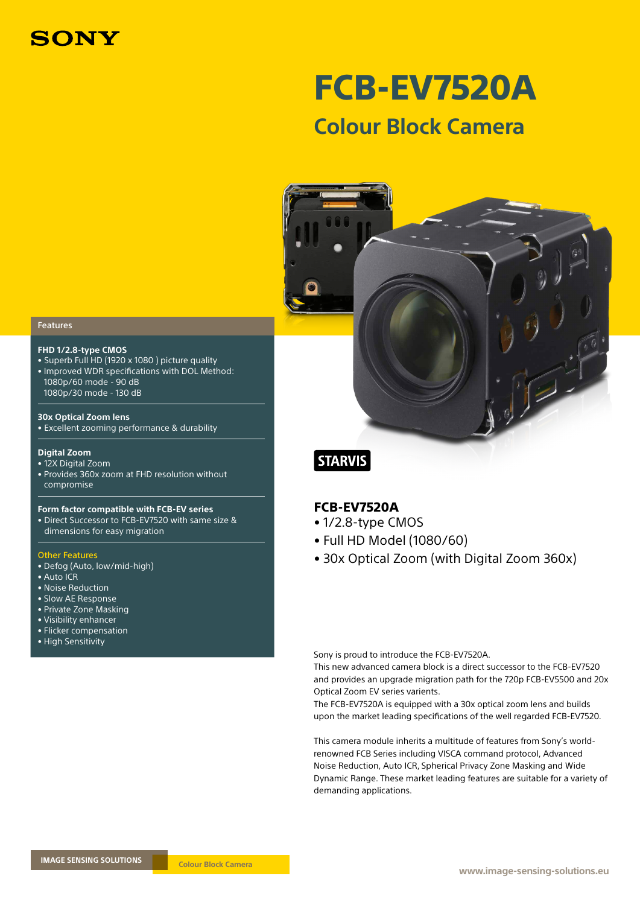SONY

# FCB-EV7520A

## Colour Block Camera

STARVIS

### FCB-EV7520A

- 1/2.8-type CMOS
- Full HD Model (1080/60)
- 30x Optical Zoom (with Digital Zoom 360x)

Sony is proud to introduce the FCB-EV7520A.
This new advanced camera block is a direct successor to the FCB-EV7520 and provides an upgrade migration path for the 720p FCB-EV5500 and 20x Optical Zoom EV series varients.
The FCB-EV7520A is equipped with a 30x optical zoom lens and builds upon the market leading specifications of the well regarded FCB-EV7520.

This camera module inherits a multitude of features from Sony's world-renowned FCB Series including VISCA command protocol, Advanced Noise Reduction, Auto ICR, Spherical Privacy Zone Masking and Wide Dynamic Range. These market leading features are suitable for a variety of demanding applications.

## Features

**FHD 1/2.8-type CMOS**
- Superb Full HD (1920 x 1080 ) picture quality
- Improved WDR specifications with DOL Method:
  1080p/60 mode - 90 dB
  1080p/30 mode - 130 dB

**30x Optical Zoom lens**
- Excellent zooming performance & durability

**Digital Zoom**
- 12X Digital Zoom
- Provides 360x zoom at FHD resolution without compromise

**Form factor compatible with FCB-EV series**
- Direct Successor to FCB-EV7520 with same size & dimensions for easy migration

**Other Features**
- Defog (Auto, low/mid-high)
- Auto ICR
- Noise Reduction
- Slow AE Response
- Private Zone Masking
- Visibility enhancer
- Flicker compensation
- High Sensitivity

IMAGE SENSING SOLUTIONS | Colour Block Camera

www.image-sensing-solutions.eu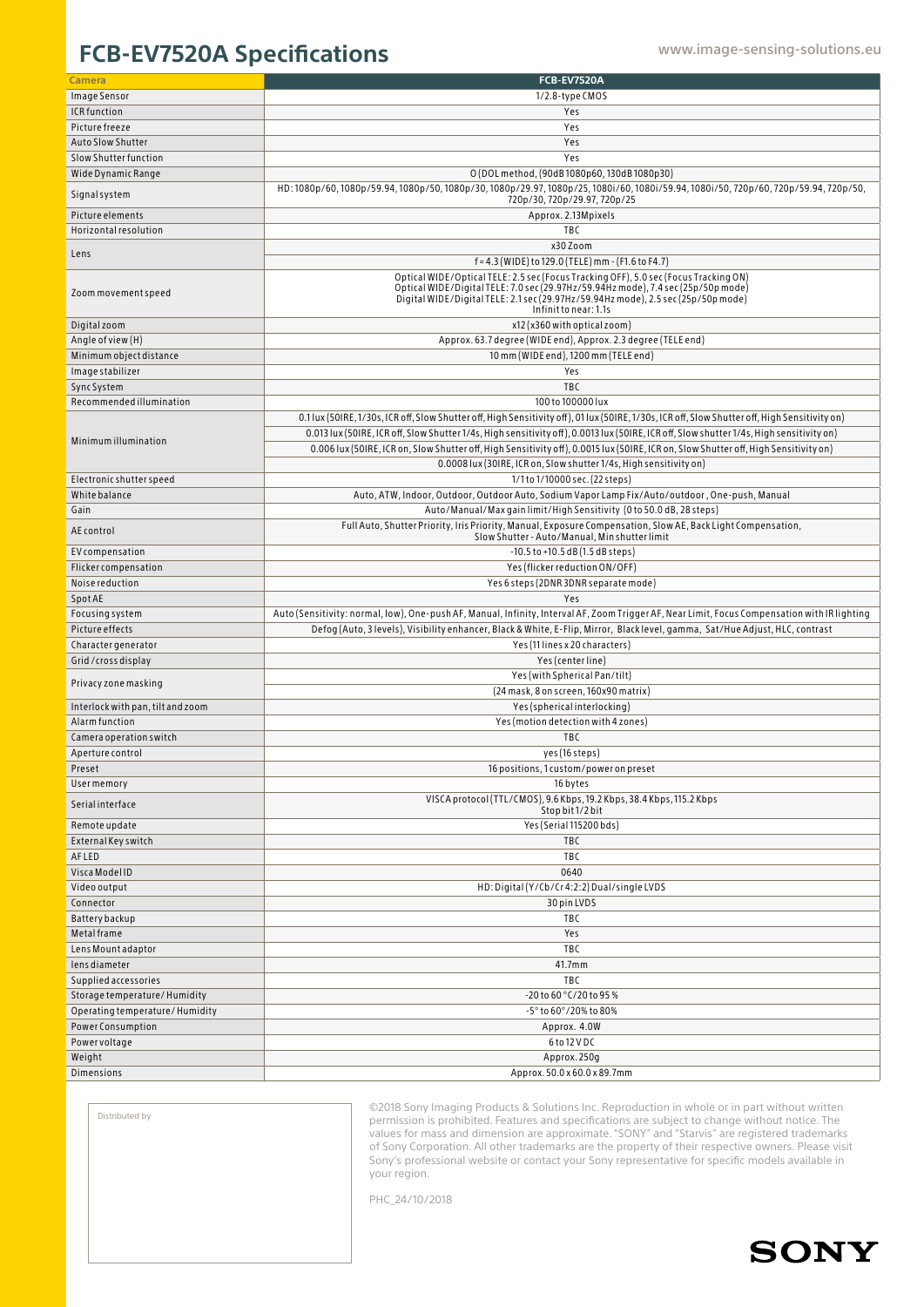# FCB-EV7520A Specifications

www.image-sensing-solutions.eu

| Camera | FCB-EV7520A |
|---|---|
| Image Sensor | 1/2.8-type CMOS |
| ICR function | Yes |
| Picture freeze | Yes |
| Auto Slow Shutter | Yes |
| Slow Shutter function | Yes |
| Wide Dynamic Range | O (DOL method, (90dB 1080p60, 130dB 1080p30) |
| Signal system | HD: 1080p/60, 1080p/59.94, 1080p/50, 1080p/30, 1080p/29.97, 1080p/25, 1080i/60, 1080i/59.94, 1080i/50, 720p/60, 720p/59.94, 720p/50, 720p/30, 720p/29.97, 720p/25 |
| Picture elements | Approx. 2.13Mpixels |
| Horizontal resolution | TBC |
| Lens | x30 Zoom |
| | f = 4.3 (WIDE) to 129.0 (TELE) mm - (F1.6 to F4.7) |
| Zoom movement speed | Optical WIDE/Optical TELE: 2.5 sec (Focus Tracking OFF), 5.0 sec (Focus Tracking ON) Optical WIDE/Digital TELE: 7.0 sec (29.97Hz/59.94Hz mode), 7.4 sec (25p/50p mode) Digital WIDE/Digital TELE: 2.1 sec (29.97Hz/59.94Hz mode), 2.5 sec (25p/50p mode) Infinit to near: 1.1s |
| Digital zoom | x12 (x360 with optical zoom) |
| Angle of view (H) | Approx. 63.7 degree (WIDE end), Approx. 2.3 degree (TELE end) |
| Minimum object distance | 10 mm (WIDE end), 1200 mm (TELE end) |
| Image stabilizer | Yes |
| Sync System | TBC |
| Recommended illumination | 100 to 100000 lux |
| Minimum illumination | 0.1 lux (50IRE, 1/30s, ICR off, Slow Shutter off, High Sensitivity off), 01 lux (50IRE, 1/30s, ICR off, Slow Shutter off, High Sensitivity on) |
| | 0.013 lux (50IRE, ICR off, Slow Shutter 1/4s, High sensitivity off), 0.0013 lux (50IRE, ICR off, Slow shutter 1/4s, High sensitivity on) |
| | 0.006 lux (50IRE, ICR on, Slow Shutter off, High Sensitivity off), 0.0015 lux (50IRE, ICR on, Slow Shutter off, High Sensitivity on) |
| | 0.0008 lux (30IRE, ICR on, Slow shutter 1/4s, High sensitivity on) |
| Electronic shutter speed | 1/1 to 1/10000 sec. (22 steps) |
| White balance | Auto, ATW, Indoor, Outdoor, Outdoor Auto, Sodium Vapor Lamp Fix/Auto/outdoor , One-push, Manual |
| Gain | Auto/Manual/Max gain limit/High Sensitivity (0 to 50.0 dB, 28 steps) |
| AE control | Full Auto, Shutter Priority, Iris Priority, Manual, Exposure Compensation, Slow AE, Back Light Compensation, Slow Shutter - Auto/Manual, Min shutter limit |
| EV compensation | -10.5 to +10.5 dB (1.5 dB steps) |
| Flicker compensation | Yes (flicker reduction ON/OFF) |
| Noise reduction | Yes 6 steps (2DNR 3DNR separate mode) |
| Spot AE | Yes |
| Focusing system | Auto (Sensitivity: normal, low), One-push AF, Manual, Infinity, Interval AF, Zoom Trigger AF, Near Limit, Focus Compensation with IR lighting |
| Picture effects | Defog (Auto, 3 levels), Visibility enhancer, Black & White, E-Flip, Mirror, Black level, gamma, Sat/Hue Adjust, HLC, contrast |
| Character generator | Yes (11 lines x 20 characters) |
| Grid / cross display | Yes (center line) |
| Privacy zone masking | Yes (with Spherical Pan/tilt) |
| | (24 mask, 8 on screen, 160x90 matrix) |
| Interlock with pan, tilt and zoom | Yes (spherical interlocking) |
| Alarm function | Yes (motion detection with 4 zones) |
| Camera operation switch | TBC |
| Aperture control | yes (16 steps) |
| Preset | 16 positions, 1 custom/power on preset |
| User memory | 16 bytes |
| Serial interface | VISCA protocol (TTL/CMOS), 9.6 Kbps, 19.2 Kbps, 38.4 Kbps, 115.2 Kbps Stop bit 1/2 bit |
| Remote update | Yes (Serial 115200 bds) |
| External Key switch | TBC |
| AF LED | TBC |
| Visca Model ID | 0640 |
| Video output | HD: Digital (Y/Cb/Cr 4:2:2) Dual/single LVDS |
| Connector | 30 pin LVDS |
| Battery backup | TBC |
| Metal frame | Yes |
| Lens Mount adaptor | TBC |
| lens diameter | 41.7mm |
| Supplied accessories | TBC |
| Storage temperature/ Humidity | -20 to 60 °C/20 to 95 % |
| Operating temperature/ Humidity | -5° to 60°/20% to 80% |
| Power Consumption | Approx. 4.0W |
| Power voltage | 6 to 12 V DC |
| Weight | Approx. 250g |
| Dimensions | Approx. 50.0 x 60.0 x 89.7mm |

Distributed by

©2018 Sony Imaging Products & Solutions Inc. Reproduction in whole or in part without written permission is prohibited. Features and specifications are subject to change without notice. The values for mass and dimension are approximate. "SONY" and "Starvis" are registered trademarks of Sony Corporation. All other trademarks are the property of their respective owners. Please visit Sony's professional website or contact your Sony representative for specific models available in your region.

PHC_24/10/2018

SONY